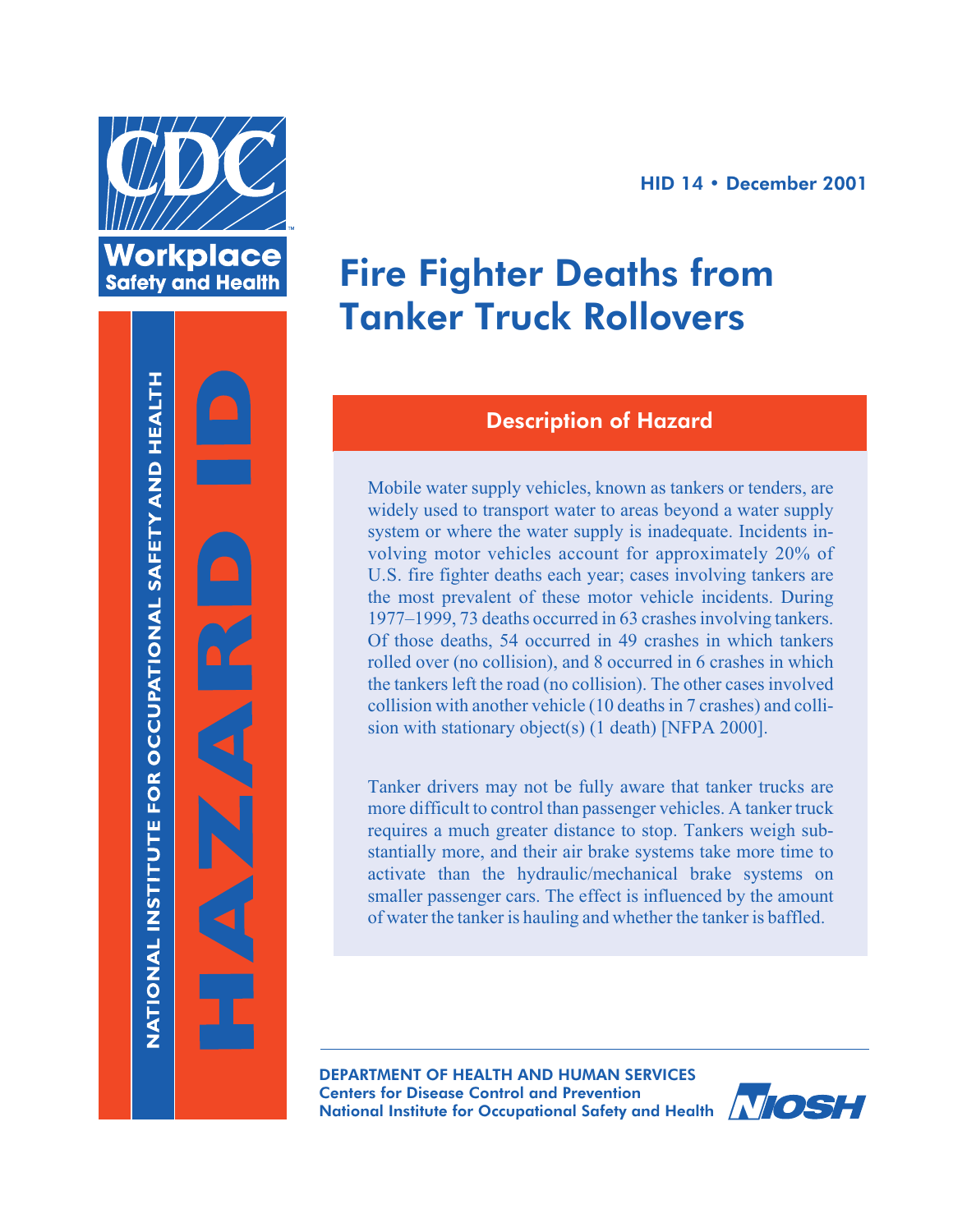CDC Workplace Safety and Health

NATIONAL INSTITUTE FOR OCCUPATIONAL SAFETY AND HEALTH

HAZARD ID

HID 14 • December 2001

# Fire Fighter Deaths from Tanker Truck Rollovers

## Description of Hazard

Mobile water supply vehicles, known as tankers or tenders, are widely used to transport water to areas beyond a water supply system or where the water supply is inadequate. Incidents involving motor vehicles account for approximately 20% of U.S. fire fighter deaths each year; cases involving tankers are the most prevalent of these motor vehicle incidents. During 1977–1999, 73 deaths occurred in 63 crashes involving tankers. Of those deaths, 54 occurred in 49 crashes in which tankers rolled over (no collision), and 8 occurred in 6 crashes in which the tankers left the road (no collision). The other cases involved collision with another vehicle (10 deaths in 7 crashes) and collision with stationary object(s) (1 death) [NFPA 2000].

Tanker drivers may not be fully aware that tanker trucks are more difficult to control than passenger vehicles. A tanker truck requires a much greater distance to stop. Tankers weigh substantially more, and their air brake systems take more time to activate than the hydraulic/mechanical brake systems on smaller passenger cars. The effect is influenced by the amount of water the tanker is hauling and whether the tanker is baffled.

DEPARTMENT OF HEALTH AND HUMAN SERVICES
Centers for Disease Control and Prevention
National Institute for Occupational Safety and Health

NIOSH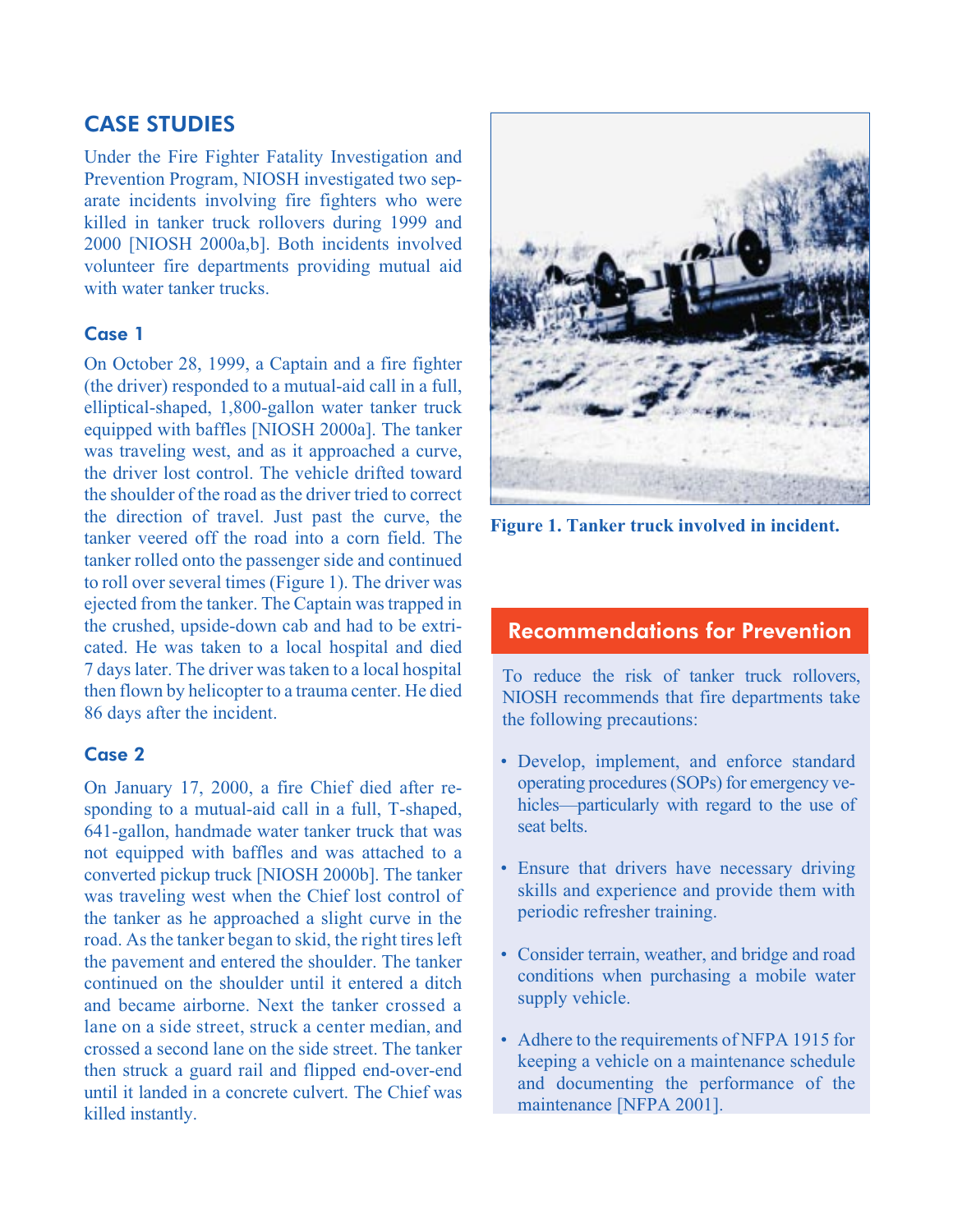## CASE STUDIES

Under the Fire Fighter Fatality Investigation and Prevention Program, NIOSH investigated two separate incidents involving fire fighters who were killed in tanker truck rollovers during 1999 and 2000 [NIOSH 2000a,b]. Both incidents involved volunteer fire departments providing mutual aid with water tanker trucks.

### Case 1

On October 28, 1999, a Captain and a fire fighter (the driver) responded to a mutual-aid call in a full, elliptical-shaped, 1,800-gallon water tanker truck equipped with baffles [NIOSH 2000a]. The tanker was traveling west, and as it approached a curve, the driver lost control. The vehicle drifted toward the shoulder of the road as the driver tried to correct the direction of travel. Just past the curve, the tanker veered off the road into a corn field. The tanker rolled onto the passenger side and continued to roll over several times (Figure 1). The driver was ejected from the tanker. The Captain was trapped in the crushed, upside-down cab and had to be extricated. He was taken to a local hospital and died 7 days later. The driver was taken to a local hospital then flown by helicopter to a trauma center. He died 86 days after the incident.

### Case 2

On January 17, 2000, a fire Chief died after responding to a mutual-aid call in a full, T-shaped, 641-gallon, handmade water tanker truck that was not equipped with baffles and was attached to a converted pickup truck [NIOSH 2000b]. The tanker was traveling west when the Chief lost control of the tanker as he approached a slight curve in the road. As the tanker began to skid, the right tires left the pavement and entered the shoulder. The tanker continued on the shoulder until it entered a ditch and became airborne. Next the tanker crossed a lane on a side street, struck a center median, and crossed a second lane on the side street. The tanker then struck a guard rail and flipped end-over-end until it landed in a concrete culvert. The Chief was killed instantly.

**Figure 1. Tanker truck involved in incident.**

## Recommendations for Prevention

To reduce the risk of tanker truck rollovers, NIOSH recommends that fire departments take the following precautions:

- Develop, implement, and enforce standard operating procedures (SOPs) for emergency vehicles—particularly with regard to the use of seat belts.
- Ensure that drivers have necessary driving skills and experience and provide them with periodic refresher training.
- Consider terrain, weather, and bridge and road conditions when purchasing a mobile water supply vehicle.
- Adhere to the requirements of NFPA 1915 for keeping a vehicle on a maintenance schedule and documenting the performance of the maintenance [NFPA 2001].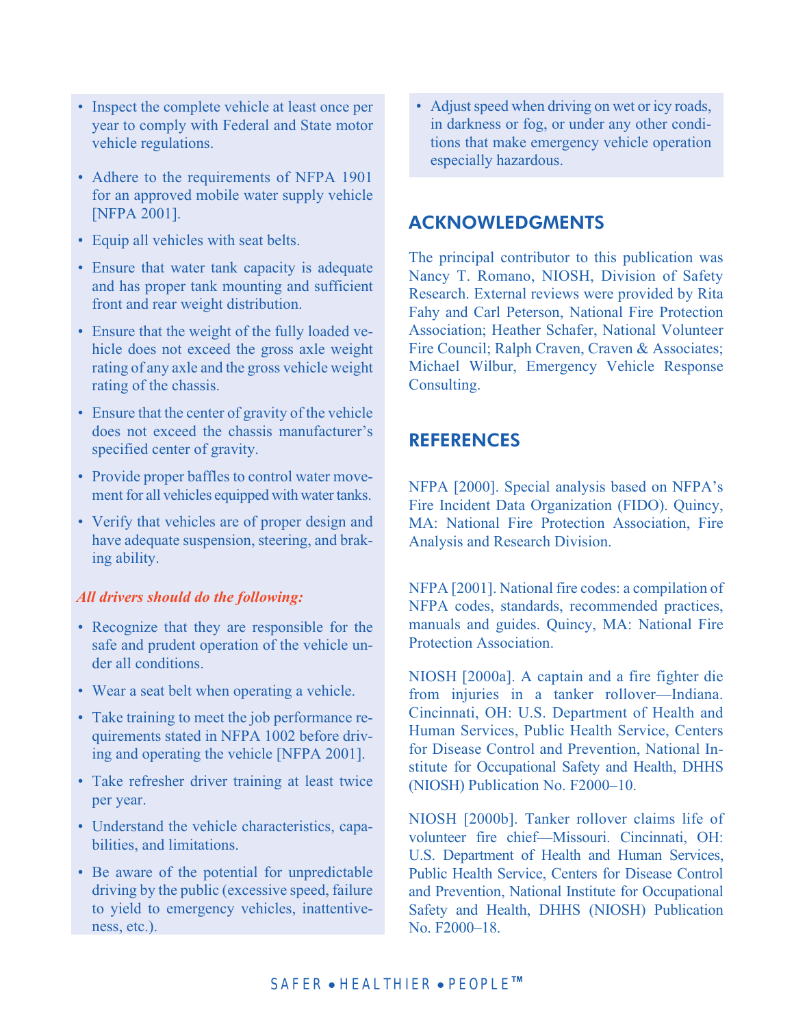- Inspect the complete vehicle at least once per year to comply with Federal and State motor vehicle regulations.
- Adhere to the requirements of NFPA 1901 for an approved mobile water supply vehicle [NFPA 2001].
- Equip all vehicles with seat belts.
- Ensure that water tank capacity is adequate and has proper tank mounting and sufficient front and rear weight distribution.
- Ensure that the weight of the fully loaded vehicle does not exceed the gross axle weight rating of any axle and the gross vehicle weight rating of the chassis.
- Ensure that the center of gravity of the vehicle does not exceed the chassis manufacturer's specified center of gravity.
- Provide proper baffles to control water movement for all vehicles equipped with water tanks.
- Verify that vehicles are of proper design and have adequate suspension, steering, and braking ability.

***All drivers should do the following:***

- Recognize that they are responsible for the safe and prudent operation of the vehicle under all conditions.
- Wear a seat belt when operating a vehicle.
- Take training to meet the job performance requirements stated in NFPA 1002 before driving and operating the vehicle [NFPA 2001].
- Take refresher driver training at least twice per year.
- Understand the vehicle characteristics, capabilities, and limitations.
- Be aware of the potential for unpredictable driving by the public (excessive speed, failure to yield to emergency vehicles, inattentiveness, etc.).
- Adjust speed when driving on wet or icy roads, in darkness or fog, or under any other conditions that make emergency vehicle operation especially hazardous.

## ACKNOWLEDGMENTS

The principal contributor to this publication was Nancy T. Romano, NIOSH, Division of Safety Research. External reviews were provided by Rita Fahy and Carl Peterson, National Fire Protection Association; Heather Schafer, National Volunteer Fire Council; Ralph Craven, Craven & Associates; Michael Wilbur, Emergency Vehicle Response Consulting.

## REFERENCES

NFPA [2000]. Special analysis based on NFPA's Fire Incident Data Organization (FIDO). Quincy, MA: National Fire Protection Association, Fire Analysis and Research Division.

NFPA [2001]. National fire codes: a compilation of NFPA codes, standards, recommended practices, manuals and guides. Quincy, MA: National Fire Protection Association.

NIOSH [2000a]. A captain and a fire fighter die from injuries in a tanker rollover—Indiana. Cincinnati, OH: U.S. Department of Health and Human Services, Public Health Service, Centers for Disease Control and Prevention, National Institute for Occupational Safety and Health, DHHS (NIOSH) Publication No. F2000–10.

NIOSH [2000b]. Tanker rollover claims life of volunteer fire chief—Missouri. Cincinnati, OH: U.S. Department of Health and Human Services, Public Health Service, Centers for Disease Control and Prevention, National Institute for Occupational Safety and Health, DHHS (NIOSH) Publication No. F2000–18.